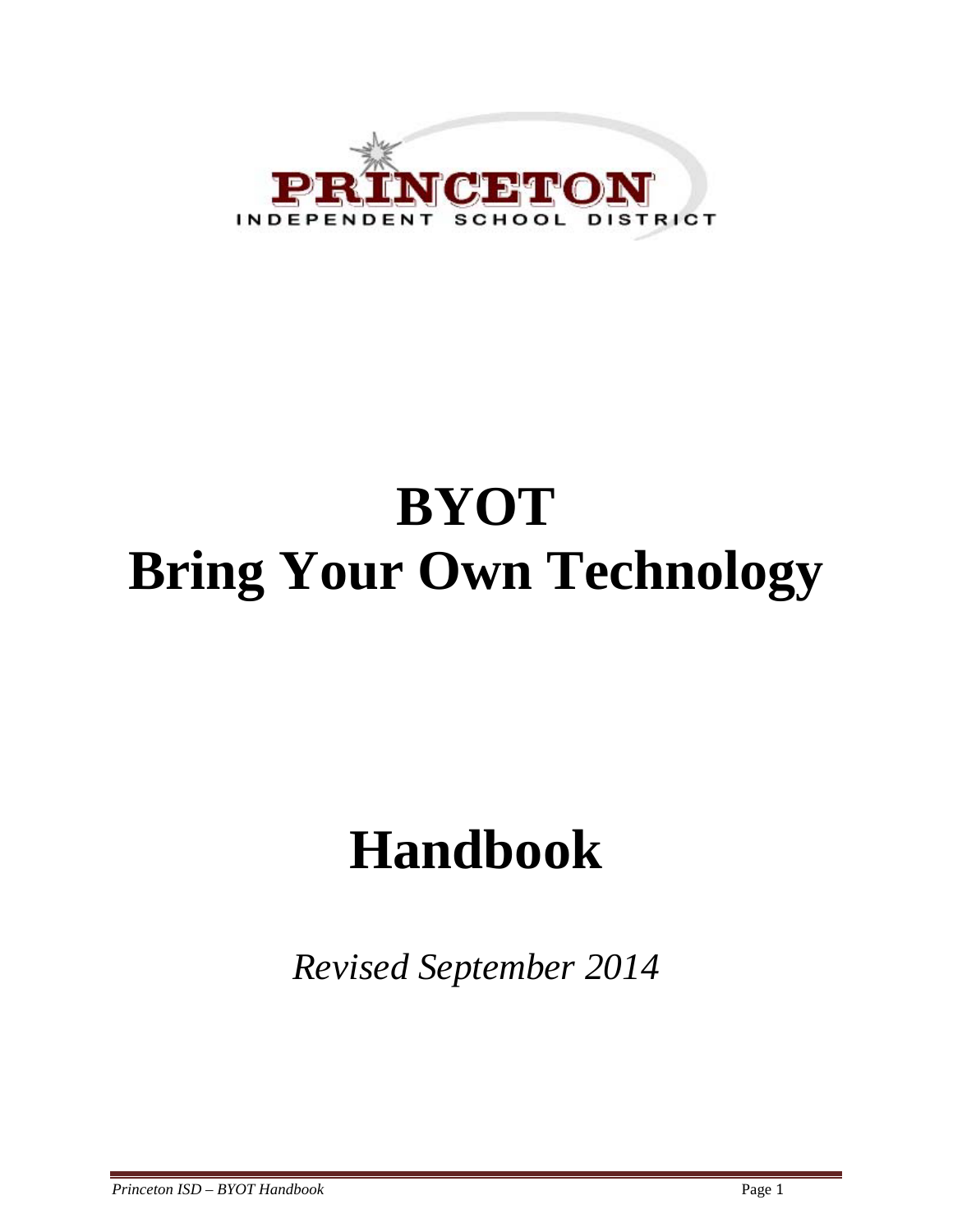PRINCETON
INDEPENDENT SCHOOL DISTRICT

# BYOT
# Bring Your Own Technology

# Handbook

*Revised September 2014*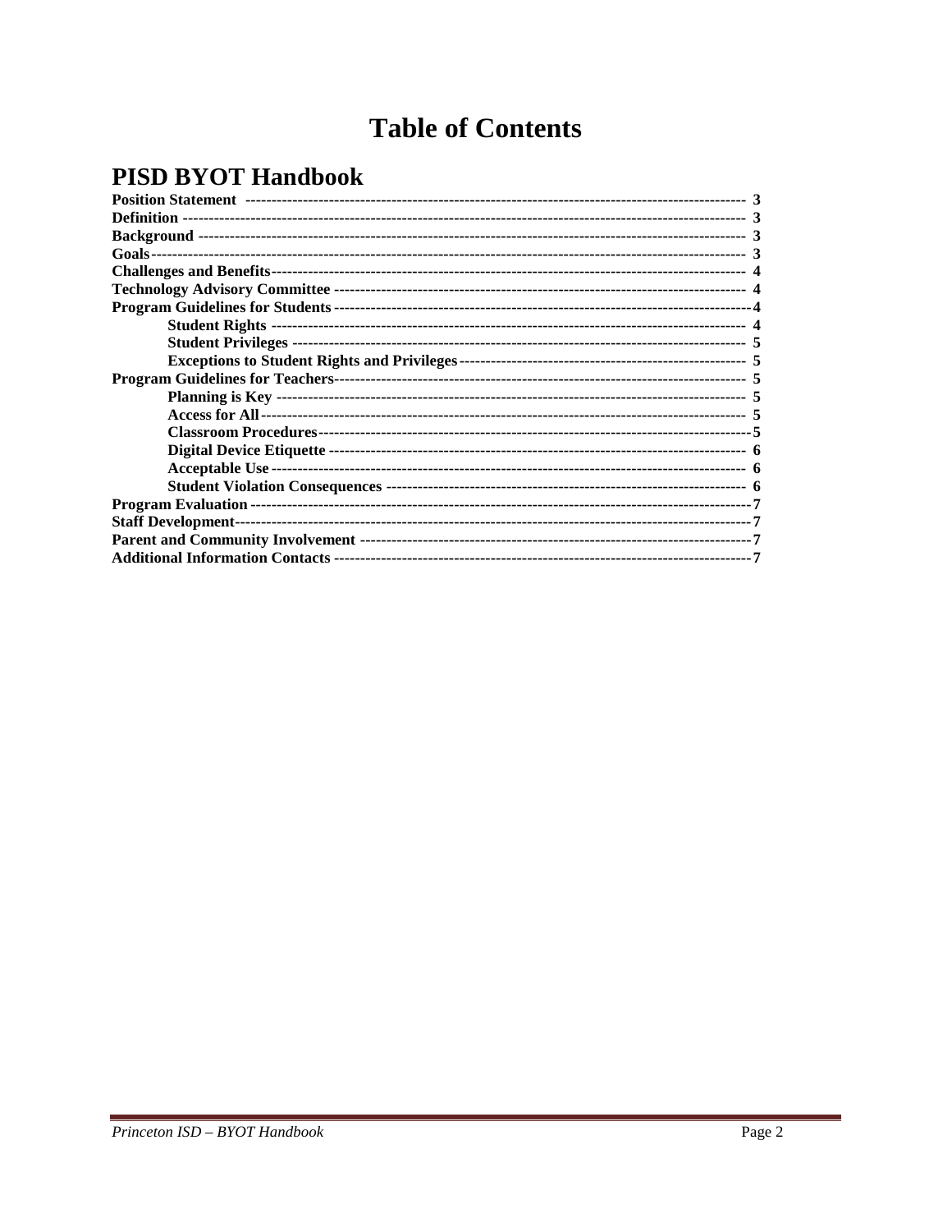# Table of Contents

## PISD BYOT Handbook

**Position Statement** -------------------------------------------------------------------------------------------- 3
**Definition** ------------------------------------------------------------------------------------------------------ 3
**Background** ------------------------------------------------------------------------------------------------------ 3
**Goals** ----------------------------------------------------------------------------------------------------------- 3
**Challenges and Benefits** -------------------------------------------------------------------------------------- 4
**Technology Advisory Committee** ---------------------------------------------------------------------------- 4
**Program Guidelines for Students** --------------------------------------------------------------------------- 4
- **Student Rights** ------------------------------------------------------------------------------------------ 4
- **Student Privileges** -------------------------------------------------------------------------------------- 5
- **Exceptions to Student Rights and Privileges** --------------------------------------------------- 5

**Program Guidelines for Teachers** -------------------------------------------------------------------------- 5
- **Planning is Key** ----------------------------------------------------------------------------------------- 5
- **Access for All** ------------------------------------------------------------------------------------------- 5
- **Classroom Procedures** -------------------------------------------------------------------------------- 5
- **Digital Device Etiquette** ------------------------------------------------------------------------------ 6
- **Acceptable Use** ----------------------------------------------------------------------------------------- 6
- **Student Violation Consequences** ------------------------------------------------------------------- 6

**Program Evaluation** ------------------------------------------------------------------------------------------- 7
**Staff Development** --------------------------------------------------------------------------------------------- 7
**Parent and Community Involvement** ----------------------------------------------------------------------- 7
**Additional Information Contacts** --------------------------------------------------------------------------- 7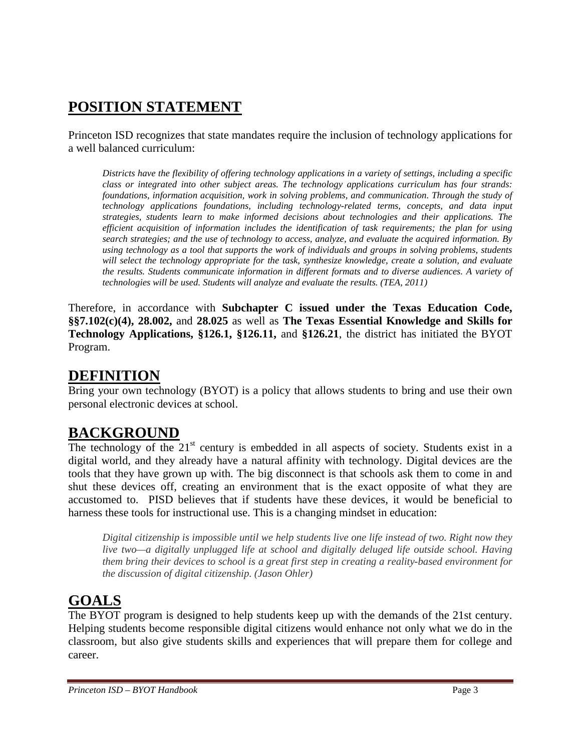# POSITION STATEMENT

Princeton ISD recognizes that state mandates require the inclusion of technology applications for a well balanced curriculum:

> *Districts have the flexibility of offering technology applications in a variety of settings, including a specific class or integrated into other subject areas. The technology applications curriculum has four strands: foundations, information acquisition, work in solving problems, and communication. Through the study of technology applications foundations, including technology-related terms, concepts, and data input strategies, students learn to make informed decisions about technologies and their applications. The efficient acquisition of information includes the identification of task requirements; the plan for using search strategies; and the use of technology to access, analyze, and evaluate the acquired information. By using technology as a tool that supports the work of individuals and groups in solving problems, students will select the technology appropriate for the task, synthesize knowledge, create a solution, and evaluate the results. Students communicate information in different formats and to diverse audiences. A variety of technologies will be used. Students will analyze and evaluate the results. (TEA, 2011)*

Therefore, in accordance with **Subchapter C issued under the Texas Education Code, §§7.102(c)(4), 28.002,** and **28.025** as well as **The Texas Essential Knowledge and Skills for Technology Applications, §126.1, §126.11,** and **§126.21**, the district has initiated the BYOT Program.

# DEFINITION

Bring your own technology (BYOT) is a policy that allows students to bring and use their own personal electronic devices at school.

# BACKGROUND

The technology of the 21st century is embedded in all aspects of society. Students exist in a digital world, and they already have a natural affinity with technology. Digital devices are the tools that they have grown up with. The big disconnect is that schools ask them to come in and shut these devices off, creating an environment that is the exact opposite of what they are accustomed to. PISD believes that if students have these devices, it would be beneficial to harness these tools for instructional use. This is a changing mindset in education:

> *Digital citizenship is impossible until we help students live one life instead of two. Right now they live two—a digitally unplugged life at school and digitally deluged life outside school. Having them bring their devices to school is a great first step in creating a reality-based environment for the discussion of digital citizenship. (Jason Ohler)*

# GOALS

The BYOT program is designed to help students keep up with the demands of the 21st century. Helping students become responsible digital citizens would enhance not only what we do in the classroom, but also give students skills and experiences that will prepare them for college and career.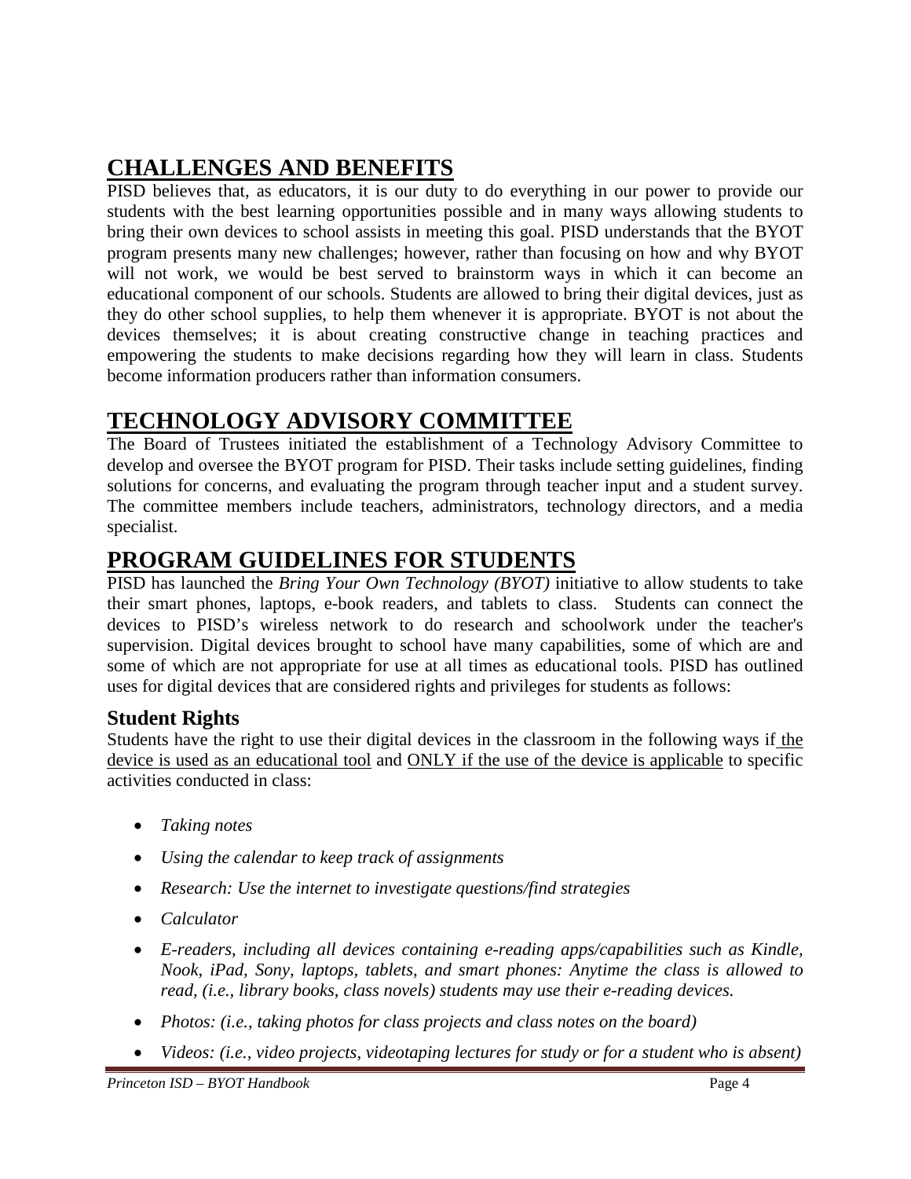## CHALLENGES AND BENEFITS

PISD believes that, as educators, it is our duty to do everything in our power to provide our students with the best learning opportunities possible and in many ways allowing students to bring their own devices to school assists in meeting this goal. PISD understands that the BYOT program presents many new challenges; however, rather than focusing on how and why BYOT will not work, we would be best served to brainstorm ways in which it can become an educational component of our schools. Students are allowed to bring their digital devices, just as they do other school supplies, to help them whenever it is appropriate. BYOT is not about the devices themselves; it is about creating constructive change in teaching practices and empowering the students to make decisions regarding how they will learn in class. Students become information producers rather than information consumers.

## TECHNOLOGY ADVISORY COMMITTEE

The Board of Trustees initiated the establishment of a Technology Advisory Committee to develop and oversee the BYOT program for PISD. Their tasks include setting guidelines, finding solutions for concerns, and evaluating the program through teacher input and a student survey. The committee members include teachers, administrators, technology directors, and a media specialist.

## PROGRAM GUIDELINES FOR STUDENTS

PISD has launched the *Bring Your Own Technology (BYOT)* initiative to allow students to take their smart phones, laptops, e-book readers, and tablets to class. Students can connect the devices to PISD's wireless network to do research and schoolwork under the teacher's supervision. Digital devices brought to school have many capabilities, some of which are and some of which are not appropriate for use at all times as educational tools. PISD has outlined uses for digital devices that are considered rights and privileges for students as follows:

### Student Rights

Students have the right to use their digital devices in the classroom in the following ways if <u>the device is used as an educational tool</u> and <u>ONLY if the use of the device is applicable</u> to specific activities conducted in class:

- *Taking notes*
- *Using the calendar to keep track of assignments*
- *Research: Use the internet to investigate questions/find strategies*
- *Calculator*
- *E-readers, including all devices containing e-reading apps/capabilities such as Kindle, Nook, iPad, Sony, laptops, tablets, and smart phones: Anytime the class is allowed to read, (i.e., library books, class novels) students may use their e-reading devices.*
- *Photos: (i.e., taking photos for class projects and class notes on the board)*
- *Videos: (i.e., video projects, videotaping lectures for study or for a student who is absent)*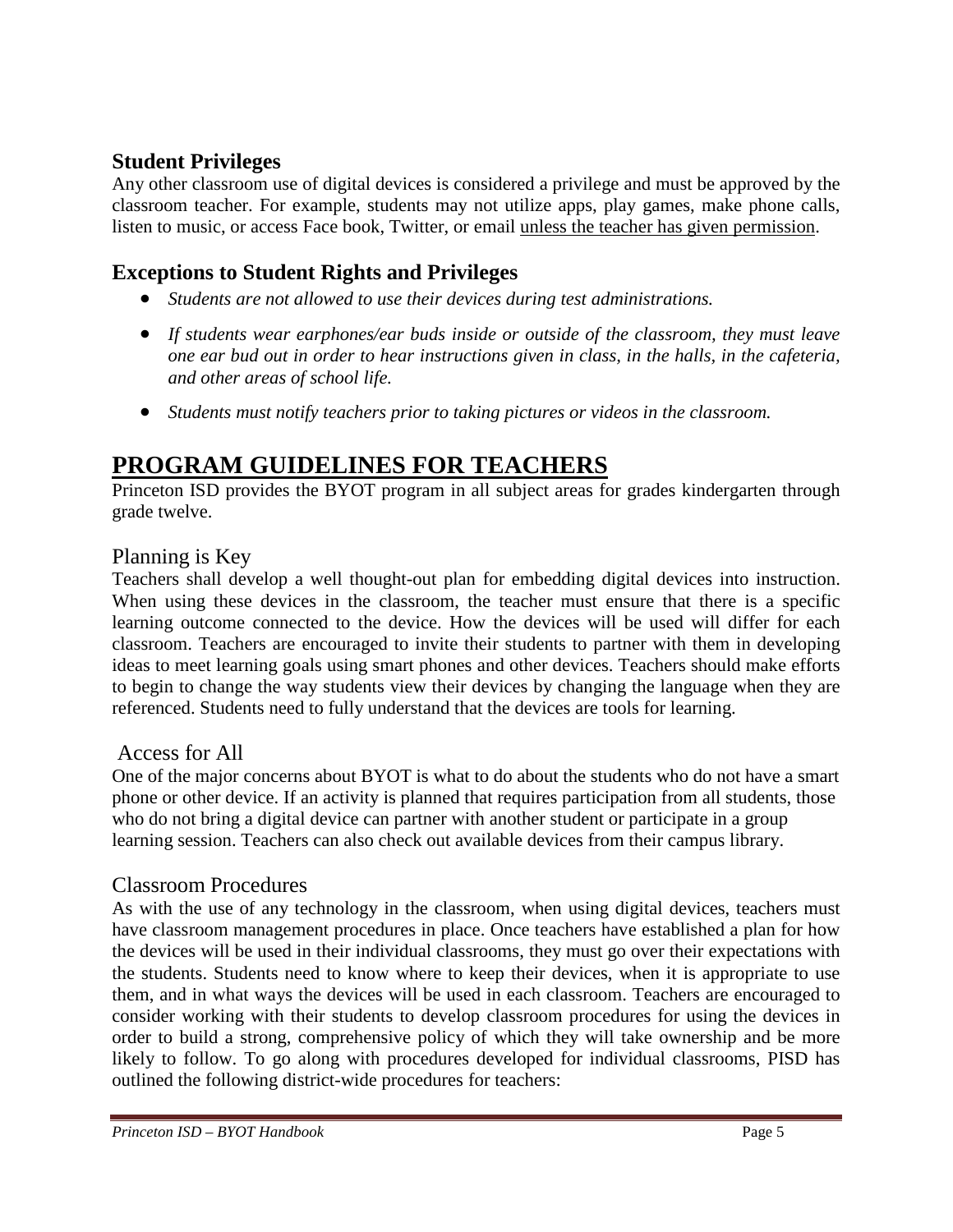## Student Privileges

Any other classroom use of digital devices is considered a privilege and must be approved by the classroom teacher. For example, students may not utilize apps, play games, make phone calls, listen to music, or access Face book, Twitter, or email <u>unless the teacher has given permission</u>.

## Exceptions to Student Rights and Privileges

- *Students are not allowed to use their devices during test administrations.*
- *If students wear earphones/ear buds inside or outside of the classroom, they must leave one ear bud out in order to hear instructions given in class, in the halls, in the cafeteria, and other areas of school life.*
- *Students must notify teachers prior to taking pictures or videos in the classroom.*

# PROGRAM GUIDELINES FOR TEACHERS

Princeton ISD provides the BYOT program in all subject areas for grades kindergarten through grade twelve.

### Planning is Key

Teachers shall develop a well thought-out plan for embedding digital devices into instruction. When using these devices in the classroom, the teacher must ensure that there is a specific learning outcome connected to the device. How the devices will be used will differ for each classroom. Teachers are encouraged to invite their students to partner with them in developing ideas to meet learning goals using smart phones and other devices. Teachers should make efforts to begin to change the way students view their devices by changing the language when they are referenced. Students need to fully understand that the devices are tools for learning.

### Access for All

One of the major concerns about BYOT is what to do about the students who do not have a smart phone or other device. If an activity is planned that requires participation from all students, those who do not bring a digital device can partner with another student or participate in a group learning session. Teachers can also check out available devices from their campus library.

### Classroom Procedures

As with the use of any technology in the classroom, when using digital devices, teachers must have classroom management procedures in place. Once teachers have established a plan for how the devices will be used in their individual classrooms, they must go over their expectations with the students. Students need to know where to keep their devices, when it is appropriate to use them, and in what ways the devices will be used in each classroom. Teachers are encouraged to consider working with their students to develop classroom procedures for using the devices in order to build a strong, comprehensive policy of which they will take ownership and be more likely to follow. To go along with procedures developed for individual classrooms, PISD has outlined the following district-wide procedures for teachers: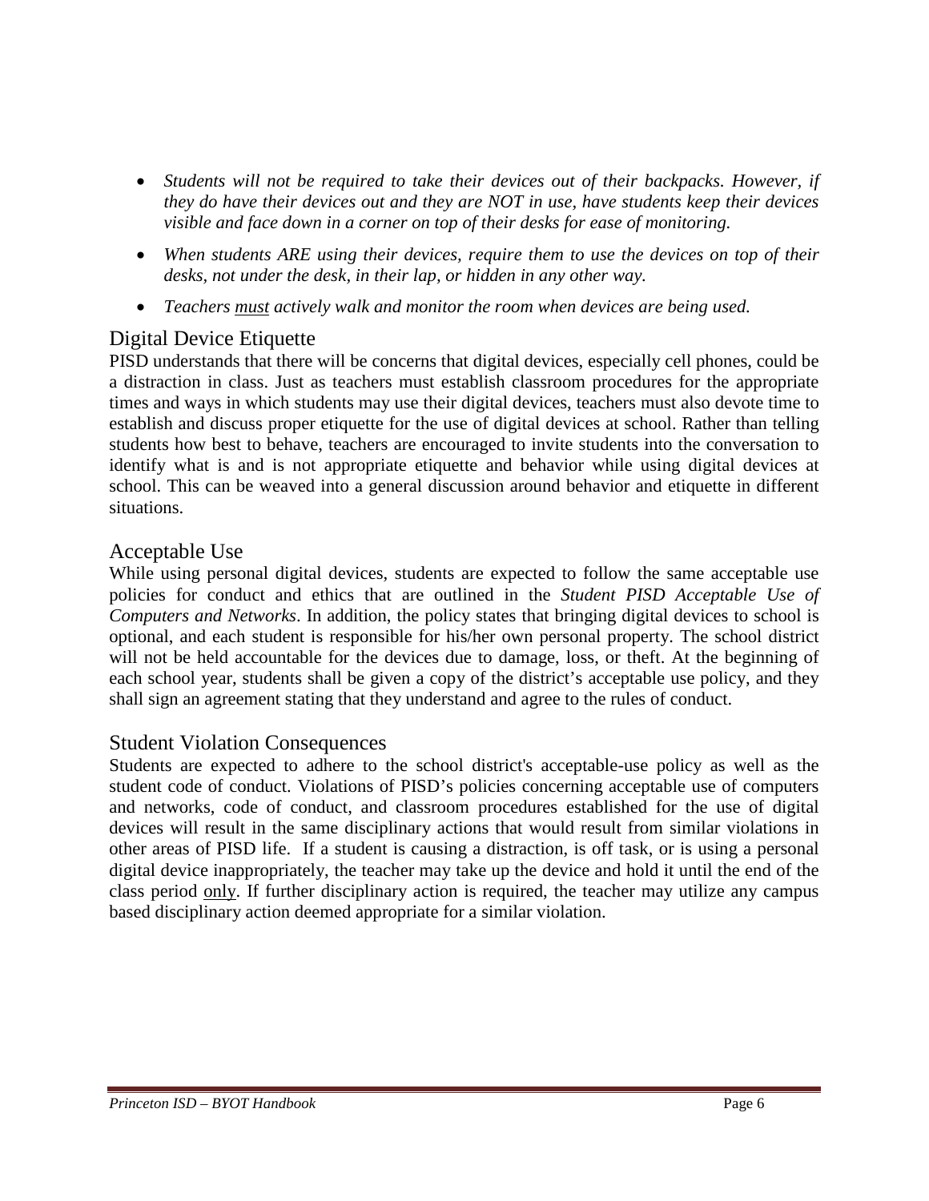- *Students will not be required to take their devices out of their backpacks. However, if they do have their devices out and they are NOT in use, have students keep their devices visible and face down in a corner on top of their desks for ease of monitoring.*
- *When students ARE using their devices, require them to use the devices on top of their desks, not under the desk, in their lap, or hidden in any other way.*
- *Teachers <u>must</u> actively walk and monitor the room when devices are being used.*

## Digital Device Etiquette

PISD understands that there will be concerns that digital devices, especially cell phones, could be a distraction in class. Just as teachers must establish classroom procedures for the appropriate times and ways in which students may use their digital devices, teachers must also devote time to establish and discuss proper etiquette for the use of digital devices at school. Rather than telling students how best to behave, teachers are encouraged to invite students into the conversation to identify what is and is not appropriate etiquette and behavior while using digital devices at school. This can be weaved into a general discussion around behavior and etiquette in different situations.

## Acceptable Use

While using personal digital devices, students are expected to follow the same acceptable use policies for conduct and ethics that are outlined in the *Student PISD Acceptable Use of Computers and Networks*. In addition, the policy states that bringing digital devices to school is optional, and each student is responsible for his/her own personal property. The school district will not be held accountable for the devices due to damage, loss, or theft. At the beginning of each school year, students shall be given a copy of the district's acceptable use policy, and they shall sign an agreement stating that they understand and agree to the rules of conduct.

## Student Violation Consequences

Students are expected to adhere to the school district's acceptable-use policy as well as the student code of conduct. Violations of PISD's policies concerning acceptable use of computers and networks, code of conduct, and classroom procedures established for the use of digital devices will result in the same disciplinary actions that would result from similar violations in other areas of PISD life. If a student is causing a distraction, is off task, or is using a personal digital device inappropriately, the teacher may take up the device and hold it until the end of the class period <u>only</u>. If further disciplinary action is required, the teacher may utilize any campus based disciplinary action deemed appropriate for a similar violation.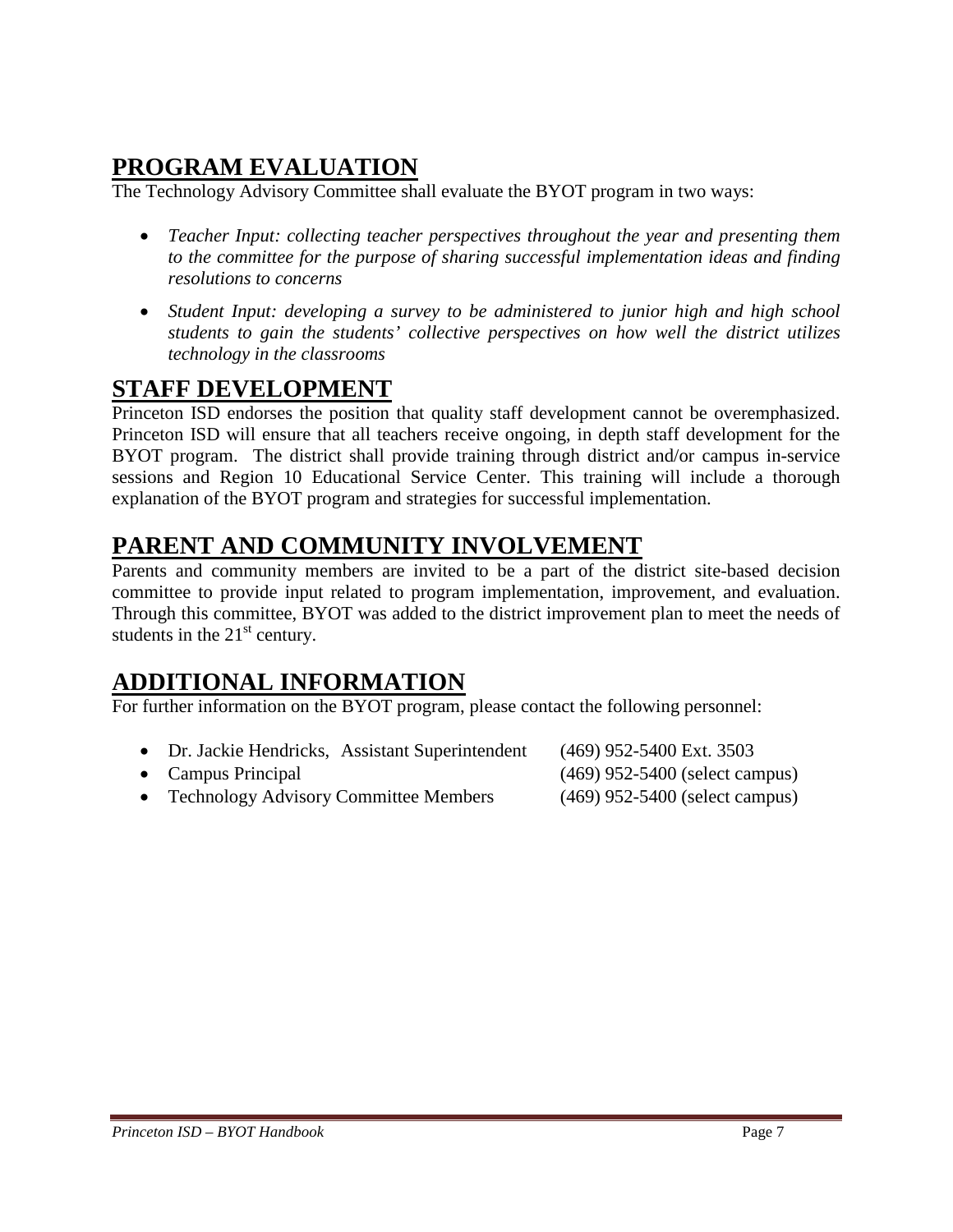## PROGRAM EVALUATION

The Technology Advisory Committee shall evaluate the BYOT program in two ways:

- *Teacher Input: collecting teacher perspectives throughout the year and presenting them to the committee for the purpose of sharing successful implementation ideas and finding resolutions to concerns*
- *Student Input: developing a survey to be administered to junior high and high school students to gain the students' collective perspectives on how well the district utilizes technology in the classrooms*

## STAFF DEVELOPMENT

Princeton ISD endorses the position that quality staff development cannot be overemphasized. Princeton ISD will ensure that all teachers receive ongoing, in depth staff development for the BYOT program. The district shall provide training through district and/or campus in-service sessions and Region 10 Educational Service Center. This training will include a thorough explanation of the BYOT program and strategies for successful implementation.

## PARENT AND COMMUNITY INVOLVEMENT

Parents and community members are invited to be a part of the district site-based decision committee to provide input related to program implementation, improvement, and evaluation. Through this committee, BYOT was added to the district improvement plan to meet the needs of students in the 21st century.

## ADDITIONAL INFORMATION

For further information on the BYOT program, please contact the following personnel:

- Dr. Jackie Hendricks, Assistant Superintendent (469) 952-5400 Ext. 3503
- Campus Principal (469) 952-5400 (select campus)
- Technology Advisory Committee Members (469) 952-5400 (select campus)